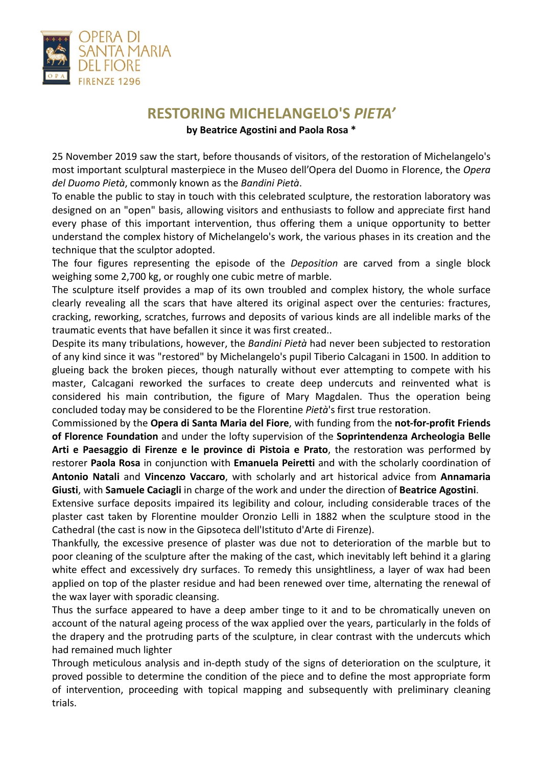# RESTORING MICHELANGELO'S *PIETA'*

**by Beatrice Agostini and Paola Rosa \***

25 November 2019 saw the start, before thousands of visitors, of the restoration of Michelangelo's most important sculptural masterpiece in the Museo dell'Opera del Duomo in Florence, the *Opera del Duomo Pietà*, commonly known as the *Bandini Pietà*.

To enable the public to stay in touch with this celebrated sculpture, the restoration laboratory was designed on an "open" basis, allowing visitors and enthusiasts to follow and appreciate first hand every phase of this important intervention, thus offering them a unique opportunity to better understand the complex history of Michelangelo's work, the various phases in its creation and the technique that the sculptor adopted.

The four figures representing the episode of the *Deposition* are carved from a single block weighing some 2,700 kg, or roughly one cubic metre of marble.

The sculpture itself provides a map of its own troubled and complex history, the whole surface clearly revealing all the scars that have altered its original aspect over the centuries: fractures, cracking, reworking, scratches, furrows and deposits of various kinds are all indelible marks of the traumatic events that have befallen it since it was first created..

Despite its many tribulations, however, the *Bandini Pietà* had never been subjected to restoration of any kind since it was "restored" by Michelangelo's pupil Tiberio Calcagani in 1500. In addition to glueing back the broken pieces, though naturally without ever attempting to compete with his master, Calcagani reworked the surfaces to create deep undercuts and reinvented what is considered his main contribution, the figure of Mary Magdalen. Thus the operation being concluded today may be considered to be the Florentine *Pietà*'s first true restoration.

Commissioned by the **Opera di Santa Maria del Fiore**, with funding from the **not-for-profit Friends of Florence Foundation** and under the lofty supervision of the **Soprintendenza Archeologia Belle Arti e Paesaggio di Firenze e le province di Pistoia e Prato**, the restoration was performed by restorer **Paola Rosa** in conjunction with **Emanuela Peiretti** and with the scholarly coordination of **Antonio Natali** and **Vincenzo Vaccaro**, with scholarly and art historical advice from **Annamaria Giusti**, with **Samuele Caciagli** in charge of the work and under the direction of **Beatrice Agostini**.

Extensive surface deposits impaired its legibility and colour, including considerable traces of the plaster cast taken by Florentine moulder Oronzio Lelli in 1882 when the sculpture stood in the Cathedral (the cast is now in the Gipsoteca dell'Istituto d'Arte di Firenze).

Thankfully, the excessive presence of plaster was due not to deterioration of the marble but to poor cleaning of the sculpture after the making of the cast, which inevitably left behind it a glaring white effect and excessively dry surfaces. To remedy this unsightliness, a layer of wax had been applied on top of the plaster residue and had been renewed over time, alternating the renewal of the wax layer with sporadic cleansing.

Thus the surface appeared to have a deep amber tinge to it and to be chromatically uneven on account of the natural ageing process of the wax applied over the years, particularly in the folds of the drapery and the protruding parts of the sculpture, in clear contrast with the undercuts which had remained much lighter

Through meticulous analysis and in-depth study of the signs of deterioration on the sculpture, it proved possible to determine the condition of the piece and to define the most appropriate form of intervention, proceeding with topical mapping and subsequently with preliminary cleaning trials.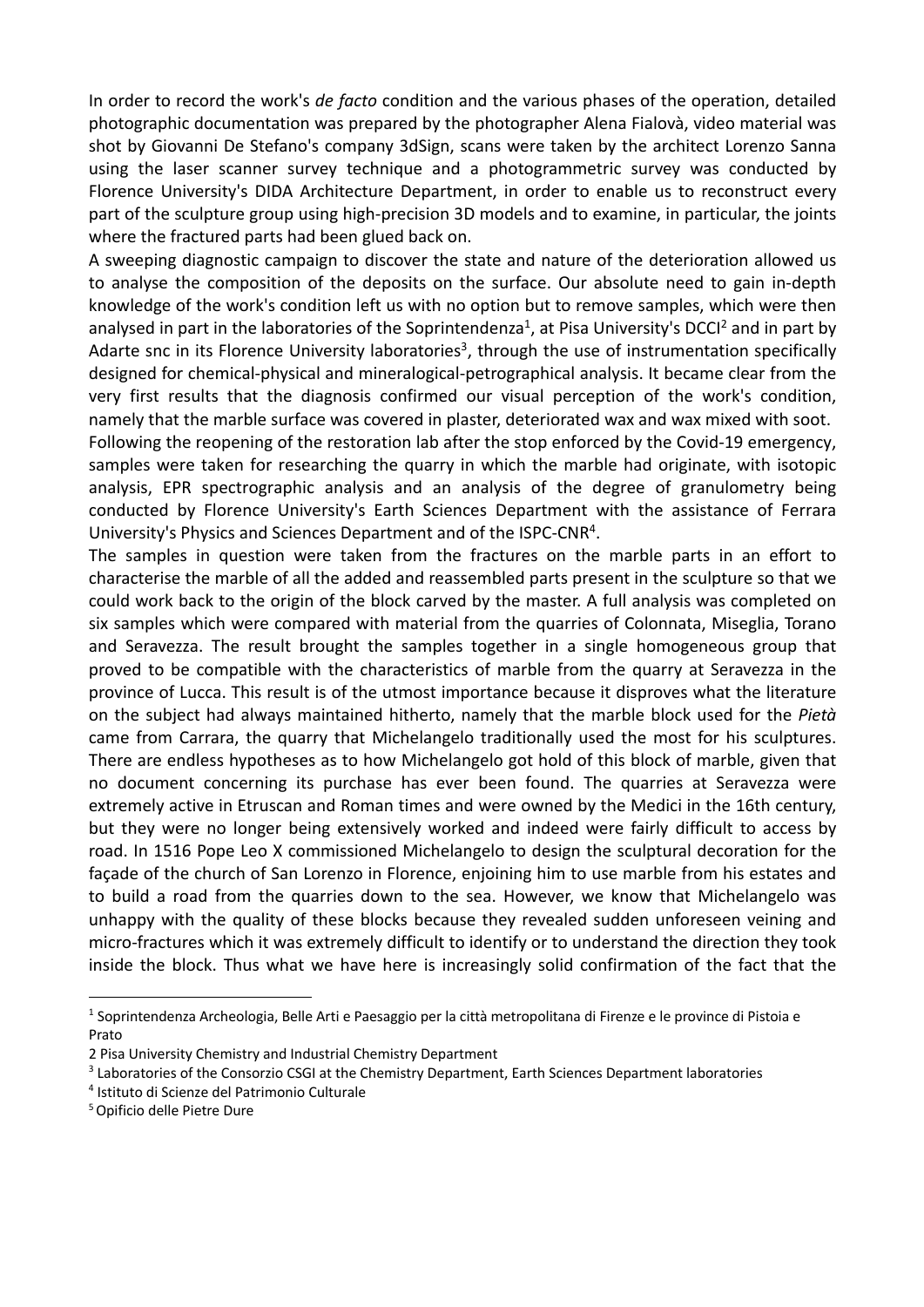In order to record the work's *de facto* condition and the various phases of the operation, detailed photographic documentation was prepared by the photographer Alena Fialovà, video material was shot by Giovanni De Stefano's company 3dSign, scans were taken by the architect Lorenzo Sanna using the laser scanner survey technique and a photogrammetric survey was conducted by Florence University's DIDA Architecture Department, in order to enable us to reconstruct every part of the sculpture group using high-precision 3D models and to examine, in particular, the joints where the fractured parts had been glued back on.

A sweeping diagnostic campaign to discover the state and nature of the deterioration allowed us to analyse the composition of the deposits on the surface. Our absolute need to gain in-depth knowledge of the work's condition left us with no option but to remove samples, which were then analysed in part in the laboratories of the Soprintendenza[1], at Pisa University's DCCI[2] and in part by Adarte snc in its Florence University laboratories[3], through the use of instrumentation specifically designed for chemical-physical and mineralogical-petrographical analysis. It became clear from the very first results that the diagnosis confirmed our visual perception of the work's condition, namely that the marble surface was covered in plaster, deteriorated wax and wax mixed with soot.

Following the reopening of the restoration lab after the stop enforced by the Covid-19 emergency, samples were taken for researching the quarry in which the marble had originate, with isotopic analysis, EPR spectrographic analysis and an analysis of the degree of granulometry being conducted by Florence University's Earth Sciences Department with the assistance of Ferrara University's Physics and Sciences Department and of the ISPC-CNR[4].

The samples in question were taken from the fractures on the marble parts in an effort to characterise the marble of all the added and reassembled parts present in the sculpture so that we could work back to the origin of the block carved by the master. A full analysis was completed on six samples which were compared with material from the quarries of Colonnata, Miseglia, Torano and Seravezza. The result brought the samples together in a single homogeneous group that proved to be compatible with the characteristics of marble from the quarry at Seravezza in the province of Lucca. This result is of the utmost importance because it disproves what the literature on the subject had always maintained hitherto, namely that the marble block used for the *Pietà* came from Carrara, the quarry that Michelangelo traditionally used the most for his sculptures. There are endless hypotheses as to how Michelangelo got hold of this block of marble, given that no document concerning its purchase has ever been found. The quarries at Seravezza were extremely active in Etruscan and Roman times and were owned by the Medici in the 16th century, but they were no longer being extensively worked and indeed were fairly difficult to access by road. In 1516 Pope Leo X commissioned Michelangelo to design the sculptural decoration for the façade of the church of San Lorenzo in Florence, enjoining him to use marble from his estates and to build a road from the quarries down to the sea. However, we know that Michelangelo was unhappy with the quality of these blocks because they revealed sudden unforeseen veining and micro-fractures which it was extremely difficult to identify or to understand the direction they took inside the block. Thus what we have here is increasingly solid confirmation of the fact that the

---

[1] Soprintendenza Archeologia, Belle Arti e Paesaggio per la città metropolitana di Firenze e le province di Pistoia e Prato

[2] Pisa University Chemistry and Industrial Chemistry Department

[3] Laboratories of the Consorzio CSGI at the Chemistry Department, Earth Sciences Department laboratories

[4] Istituto di Scienze del Patrimonio Culturale

[5] Opificio delle Pietre Dure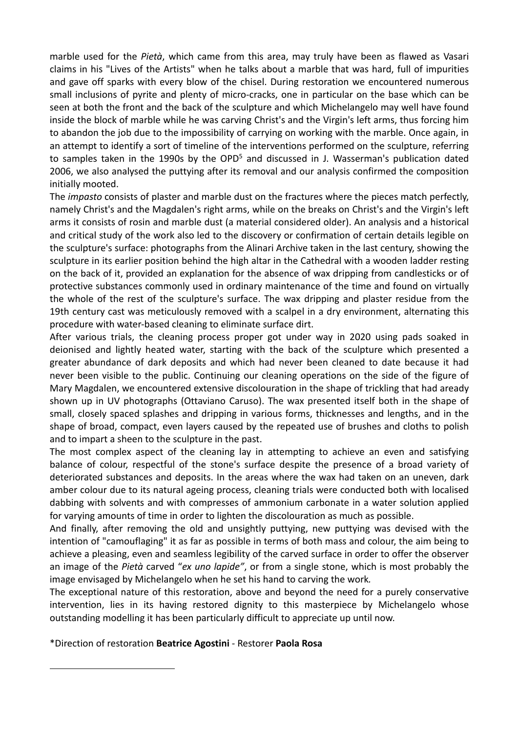marble used for the *Pietà*, which came from this area, may truly have been as flawed as Vasari claims in his "Lives of the Artists" when he talks about a marble that was hard, full of impurities and gave off sparks with every blow of the chisel. During restoration we encountered numerous small inclusions of pyrite and plenty of micro-cracks, one in particular on the base which can be seen at both the front and the back of the sculpture and which Michelangelo may well have found inside the block of marble while he was carving Christ's and the Virgin's left arms, thus forcing him to abandon the job due to the impossibility of carrying on working with the marble. Once again, in an attempt to identify a sort of timeline of the interventions performed on the sculpture, referring to samples taken in the 1990s by the OPD[5] and discussed in J. Wasserman's publication dated 2006, we also analysed the puttying after its removal and our analysis confirmed the composition initially mooted.

The *impasto* consists of plaster and marble dust on the fractures where the pieces match perfectly, namely Christ's and the Magdalen's right arms, while on the breaks on Christ's and the Virgin's left arms it consists of rosin and marble dust (a material considered older). An analysis and a historical and critical study of the work also led to the discovery or confirmation of certain details legible on the sculpture's surface: photographs from the Alinari Archive taken in the last century, showing the sculpture in its earlier position behind the high altar in the Cathedral with a wooden ladder resting on the back of it, provided an explanation for the absence of wax dripping from candlesticks or of protective substances commonly used in ordinary maintenance of the time and found on virtually the whole of the rest of the sculpture's surface. The wax dripping and plaster residue from the 19th century cast was meticulously removed with a scalpel in a dry environment, alternating this procedure with water-based cleaning to eliminate surface dirt.

After various trials, the cleaning process proper got under way in 2020 using pads soaked in deionised and lightly heated water, starting with the back of the sculpture which presented a greater abundance of dark deposits and which had never been cleaned to date because it had never been visible to the public. Continuing our cleaning operations on the side of the figure of Mary Magdalen, we encountered extensive discolouration in the shape of trickling that had aready shown up in UV photographs (Ottaviano Caruso). The wax presented itself both in the shape of small, closely spaced splashes and dripping in various forms, thicknesses and lengths, and in the shape of broad, compact, even layers caused by the repeated use of brushes and cloths to polish and to impart a sheen to the sculpture in the past.

The most complex aspect of the cleaning lay in attempting to achieve an even and satisfying balance of colour, respectful of the stone's surface despite the presence of a broad variety of deteriorated substances and deposits. In the areas where the wax had taken on an uneven, dark amber colour due to its natural ageing process, cleaning trials were conducted both with localised dabbing with solvents and with compresses of ammonium carbonate in a water solution applied for varying amounts of time in order to lighten the discolouration as much as possible.

And finally, after removing the old and unsightly puttying, new puttying was devised with the intention of "camouflaging" it as far as possible in terms of both mass and colour, the aim being to achieve a pleasing, even and seamless legibility of the carved surface in order to offer the observer an image of the *Pietà* carved "*ex uno lapide"*, or from a single stone, which is most probably the image envisaged by Michelangelo when he set his hand to carving the work.

The exceptional nature of this restoration, above and beyond the need for a purely conservative intervention, lies in its having restored dignity to this masterpiece by Michelangelo whose outstanding modelling it has been particularly difficult to appreciate up until now.

*Direction of restoration **Beatrice Agostini** - Restorer **Paola Rosa**